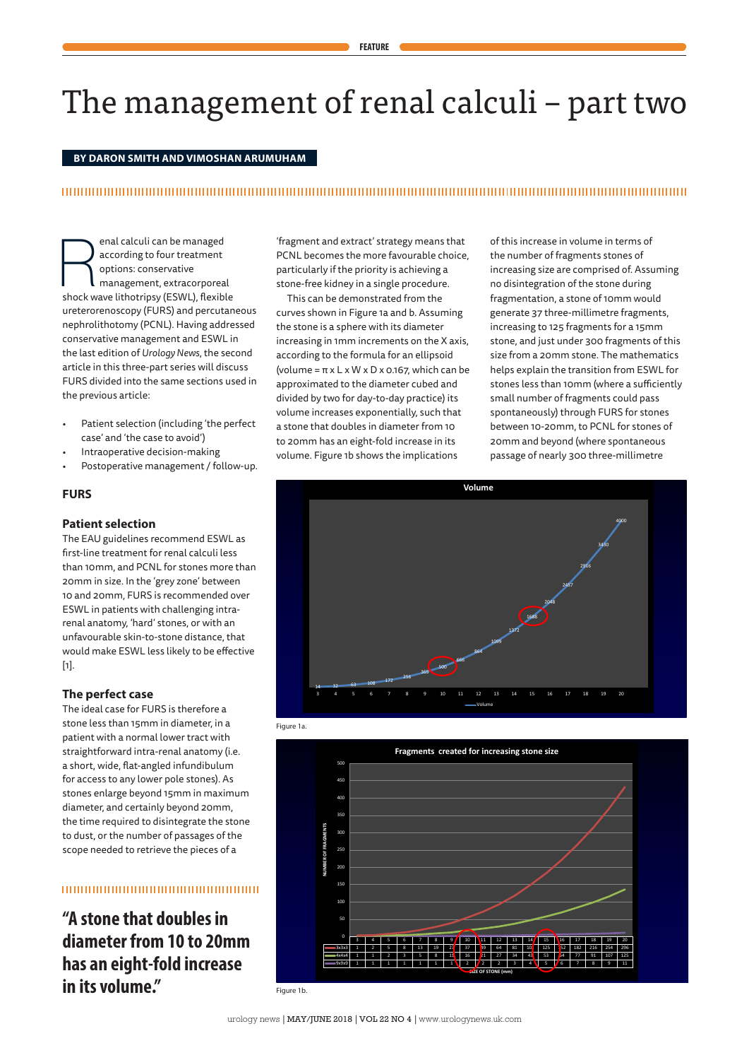# The management of renal calculi – part two

**BY DARON SMITH AND VIMOSHAN ARUMUHAM**

Renal calculi can be managed according to four treatment options: conservative management, extracorporeal shock wave lithotripsy (ESWL), flexible ureterorenoscopy (FURS) and percutaneous nephrolithotomy (PCNL). Having addressed conservative management and ESWL in the last edition of *Urology News*, the second article in this three-part series will discuss FURS divided into the same sections used in the previous article:

- Patient selection (including 'the perfect case' and 'the case to avoid')
- Intraoperative decision-making
- Postoperative management / follow-up.

## FURS

### Patient selection

The EAU guidelines recommend ESWL as first-line treatment for renal calculi less than 10mm, and PCNL for stones more than 20mm in size. In the 'grey zone' between 10 and 20mm, FURS is recommended over ESWL in patients with challenging intra-renal anatomy, 'hard' stones, or with an unfavourable skin-to-stone distance, that would make ESWL less likely to be effective [1].

### The perfect case

The ideal case for FURS is therefore a stone less than 15mm in diameter, in a patient with a normal lower tract with straightforward intra-renal anatomy (i.e. a short, wide, flat-angled infundibulum for access to any lower pole stones). As stones enlarge beyond 15mm in maximum diameter, and certainly beyond 20mm, the time required to disintegrate the stone to dust, or the number of passages of the scope needed to retrieve the pieces of a 'fragment and extract' strategy means that PCNL becomes the more favourable choice, particularly if the priority is achieving a stone-free kidney in a single procedure.

This can be demonstrated from the curves shown in Figure 1a and b. Assuming the stone is a sphere with its diameter increasing in 1mm increments on the X axis, according to the formula for an ellipsoid (volume = π x L x W x D x 0.167, which can be approximated to the diameter cubed and divided by two for day-to-day practice) its volume increases exponentially, such that a stone that doubles in diameter from 10 to 20mm has an eight-fold increase in its volume. Figure 1b shows the implications of this increase in volume in terms of the number of fragments stones of increasing size are comprised of. Assuming no disintegration of the stone during fragmentation, a stone of 10mm would generate 37 three-millimetre fragments, increasing to 125 fragments for a 15mm stone, and just under 300 fragments of this size from a 20mm stone. The mathematics helps explain the transition from ESWL for stones less than 10mm (where a sufficiently small number of fragments could pass spontaneously) through FURS for stones between 10-20mm, to PCNL for stones of 20mm and beyond (where spontaneous passage of nearly 300 three-millimetre

> **"A stone that doubles in diameter from 10 to 20mm has an eight-fold increase in its volume."**

Figure 1a.

| Size of stone (mm) | 3 | 4 | 5 | 6 | 7 | 8 | 9 | 10 | 11 | 12 | 13 | 14 | 15 | 16 | 17 | 18 | 19 | 20 |
|---|---|---|---|---|---|---|---|---|---|---|---|---|---|---|---|---|---|---|
| 3x3x3 | 1 | 2 | 5 | 8 | 13 | 19 | 27 | 37 | 49 | 64 | 81 | 101 | 125 | 152 | 182 | 216 | 254 | 296 |
| 4x4x4 | 1 | 1 | 2 | 3 | 5 | 8 | 11 | 16 | 21 | 27 | 34 | 43 | 53 | 64 | 77 | 91 | 107 | 125 |
| 9x9x9 | 1 | 1 | 1 | 1 | 1 | 1 | 1 | 2 | 2 | 2 | 3 | 4 | 5 | 6 | 7 | 8 | 9 | 11 |

Figure 1b.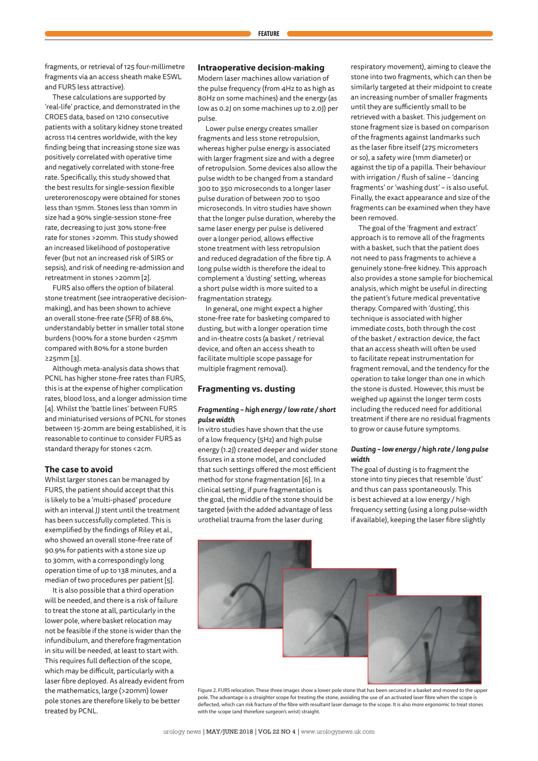fragments, or retrieval of 125 four-millimetre fragments via an access sheath make ESWL and FURS less attractive).

These calculations are supported by 'real-life' practice, and demonstrated in the CROES data, based on 1210 consecutive patients with a solitary kidney stone treated across 114 centres worldwide, with the key finding being that increasing stone size was positively correlated with operative time and negatively correlated with stone-free rate. Specifically, this study showed that the best results for single-session flexible ureterorenoscopy were obtained for stones less than 15mm. Stones less than 10mm in size had a 90% single-session stone-free rate, decreasing to just 30% stone-free rate for stones >20mm. This study showed an increased likelihood of postoperative fever (but not an increased risk of SIRS or sepsis), and risk of needing re-admission and retreatment in stones >20mm [2].

FURS also offers the option of bilateral stone treatment (see intraoperative decision-making), and has been shown to achieve an overall stone-free rate (SFR) of 88.6%, understandably better in smaller total stone burdens (100% for a stone burden <25mm compared with 80% for a stone burden ≥25mm [3].

Although meta-analysis data shows that PCNL has higher stone-free rates than FURS, this is at the expense of higher complication rates, blood loss, and a longer admission time [4]. Whilst the 'battle lines' between FURS and miniaturised versions of PCNL for stones between 15-20mm are being established, it is reasonable to continue to consider FURS as standard therapy for stones <2cm.

## The case to avoid

Whilst larger stones can be managed by FURS, the patient should accept that this is likely to be a 'multi-phased' procedure with an interval JJ stent until the treatment has been successfully completed. This is exemplified by the findings of Riley et al., who showed an overall stone-free rate of 90.9% for patients with a stone size up to 30mm, with a correspondingly long operation time of up to 138 minutes, and a median of two procedures per patient [5].

It is also possible that a third operation will be needed, and there is a risk of failure to treat the stone at all, particularly in the lower pole, where basket relocation may not be feasible if the stone is wider than the infundibulum, and therefore fragmentation in situ will be needed, at least to start with. This requires full deflection of the scope, which may be difficult, particularly with a laser fibre deployed. As already evident from the mathematics, large (>20mm) lower pole stones are therefore likely to be better treated by PCNL.

## Intraoperative decision-making

Modern laser machines allow variation of the pulse frequency (from 4Hz to as high as 80Hz on some machines) and the energy (as low as 0.2J on some machines up to 2.0J) per pulse.

Lower pulse energy creates smaller fragments and less stone retropulsion, whereas higher pulse energy is associated with larger fragment size and with a degree of retropulsion. Some devices also allow the pulse width to be changed from a standard 300 to 350 microseconds to a longer laser pulse duration of between 700 to 1500 microseconds. In vitro studies have shown that the longer pulse duration, whereby the same laser energy per pulse is delivered over a longer period, allows effective stone treatment with less retropulsion and reduced degradation of the fibre tip. A long pulse width is therefore the ideal to complement a 'dusting' setting, whereas a short pulse width is more suited to a fragmentation strategy.

In general, one might expect a higher stone-free rate for basketing compared to dusting, but with a longer operation time and in-theatre costs (a basket / retrieval device, and often an access sheath to facilitate multiple scope passage for multiple fragment removal).

## Fragmenting vs. dusting

### *Fragmenting – high energy / low rate / short pulse width*

In vitro studies have shown that the use of a low frequency (5Hz) and high pulse energy (1.2J) created deeper and wider stone fissures in a stone model, and concluded that such settings offered the most efficient method for stone fragmentation [6]. In a clinical setting, if pure fragmentation is the goal, the middle of the stone should be targeted (with the added advantage of less urothelial trauma from the laser during respiratory movement), aiming to cleave the stone into two fragments, which can then be similarly targeted at their midpoint to create an increasing number of smaller fragments until they are sufficiently small to be retrieved with a basket. This judgement on stone fragment size is based on comparison of the fragments against landmarks such as the laser fibre itself (275 micrometers or so), a safety wire (1mm diameter) or against the tip of a papilla. Their behaviour with irrigation / flush of saline – 'dancing fragments' or 'washing dust' – is also useful. Finally, the exact appearance and size of the fragments can be examined when they have been removed.

The goal of the 'fragment and extract' approach is to remove all of the fragments with a basket, such that the patient does not need to pass fragments to achieve a genuinely stone-free kidney. This approach also provides a stone sample for biochemical analysis, which might be useful in directing the patient's future medical preventative therapy. Compared with 'dusting', this technique is associated with higher immediate costs, both through the cost of the basket / extraction device, the fact that an access sheath will often be used to facilitate repeat instrumentation for fragment removal, and the tendency for the operation to take longer than one in which the stone is dusted. However, this must be weighed up against the longer term costs including the reduced need for additional treatment if there are no residual fragments to grow or cause future symptoms.

### *Dusting – low energy / high rate / long pulse width*

The goal of dusting is to fragment the stone into tiny pieces that resemble 'dust' and thus can pass spontaneously. This is best achieved at a low energy / high frequency setting (using a long pulse-width if available), keeping the laser fibre slightly

Figure 2. FURS relocation. These three images show a lower pole stone that has been secured in a basket and moved to the upper pole. The advantage is a straighter scope for treating the stone, avoiding the use of an activated laser fibre when the scope is deflected, which can risk fracture of the fibre with resultant laser damage to the scope. It is also more ergonomic to treat stones with the scope (and therefore surgeon's wrist) straight.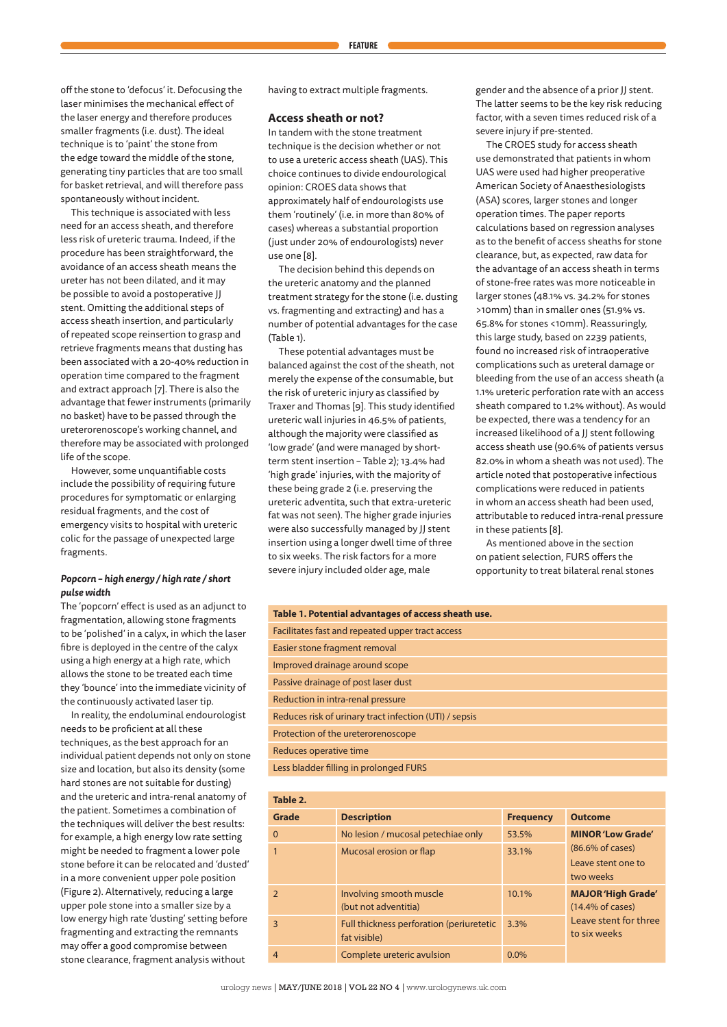off the stone to 'defocus' it. Defocusing the laser minimises the mechanical effect of the laser energy and therefore produces smaller fragments (i.e. dust). The ideal technique is to 'paint' the stone from the edge toward the middle of the stone, generating tiny particles that are too small for basket retrieval, and will therefore pass spontaneously without incident.

This technique is associated with less need for an access sheath, and therefore less risk of ureteric trauma. Indeed, if the procedure has been straightforward, the avoidance of an access sheath means the ureter has not been dilated, and it may be possible to avoid a postoperative JJ stent. Omitting the additional steps of access sheath insertion, and particularly of repeated scope reinsertion to grasp and retrieve fragments means that dusting has been associated with a 20-40% reduction in operation time compared to the fragment and extract approach [7]. There is also the advantage that fewer instruments (primarily no basket) have to be passed through the ureterorenoscope's working channel, and therefore may be associated with prolonged life of the scope.

However, some unquantifiable costs include the possibility of requiring future procedures for symptomatic or enlarging residual fragments, and the cost of emergency visits to hospital with ureteric colic for the passage of unexpected large fragments.

#### *Popcorn – high energy / high rate / short pulse width*

The 'popcorn' effect is used as an adjunct to fragmentation, allowing stone fragments to be 'polished' in a calyx, in which the laser fibre is deployed in the centre of the calyx using a high energy at a high rate, which allows the stone to be treated each time they 'bounce' into the immediate vicinity of the continuously activated laser tip.

In reality, the endoluminal endourologist needs to be proficient at all these techniques, as the best approach for an individual patient depends not only on stone size and location, but also its density (some hard stones are not suitable for dusting) and the ureteric and intra-renal anatomy of the patient. Sometimes a combination of the techniques will deliver the best results: for example, a high energy low rate setting might be needed to fragment a lower pole stone before it can be relocated and 'dusted' in a more convenient upper pole position (Figure 2). Alternatively, reducing a large upper pole stone into a smaller size by a low energy high rate 'dusting' setting before fragmenting and extracting the remnants may offer a good compromise between stone clearance, fragment analysis without having to extract multiple fragments.

### Access sheath or not?

In tandem with the stone treatment technique is the decision whether or not to use a ureteric access sheath (UAS). This choice continues to divide endourological opinion: CROES data shows that approximately half of endourologists use them 'routinely' (i.e. in more than 80% of cases) whereas a substantial proportion (just under 20% of endourologists) never use one [8].

The decision behind this depends on the ureteric anatomy and the planned treatment strategy for the stone (i.e. dusting vs. fragmenting and extracting) and has a number of potential advantages for the case (Table 1).

These potential advantages must be balanced against the cost of the sheath, not merely the expense of the consumable, but the risk of ureteric injury as classified by Traxer and Thomas [9]. This study identified ureteric wall injuries in 46.5% of patients, although the majority were classified as 'low grade' (and were managed by short-term stent insertion – Table 2); 13.4% had 'high grade' injuries, with the majority of these being grade 2 (i.e. preserving the ureteric adventita, such that extra-ureteric fat was not seen). The higher grade injuries were also successfully managed by JJ stent insertion using a longer dwell time of three to six weeks. The risk factors for a more severe injury included older age, male gender and the absence of a prior JJ stent. The latter seems to be the key risk reducing factor, with a seven times reduced risk of a severe injury if pre-stented.

The CROES study for access sheath use demonstrated that patients in whom UAS were used had higher preoperative American Society of Anaesthesiologists (ASA) scores, larger stones and longer operation times. The paper reports calculations based on regression analyses as to the benefit of access sheaths for stone clearance, but, as expected, raw data for the advantage of an access sheath in terms of stone-free rates was more noticeable in larger stones (48.1% vs. 34.2% for stones >10mm) than in smaller ones (51.9% vs. 65.8% for stones <10mm). Reassuringly, this large study, based on 2239 patients, found no increased risk of intraoperative complications such as ureteral damage or bleeding from the use of an access sheath (a 1.1% ureteric perforation rate with an access sheath compared to 1.2% without). As would be expected, there was a tendency for an increased likelihood of a JJ stent following access sheath use (90.6% of patients versus 82.0% in whom a sheath was not used). The article noted that postoperative infectious complications were reduced in patients in whom an access sheath had been used, attributable to reduced intra-renal pressure in these patients [8].

As mentioned above in the section on patient selection, FURS offers the opportunity to treat bilateral renal stones

| Table 1. Potential advantages of access sheath use. |
| --- |
| Facilitates fast and repeated upper tract access |
| Easier stone fragment removal |
| Improved drainage around scope |
| Passive drainage of post laser dust |
| Reduction in intra-renal pressure |
| Reduces risk of urinary tract infection (UTI) / sepsis |
| Protection of the ureterorenoscope |
| Reduces operative time |
| Less bladder filling in prolonged FURS |

**Table 2.**

| Grade | Description | Frequency | Outcome |
| --- | --- | --- | --- |
| 0 | No lesion / mucosal petechiae only | 53.5% | **MINOR 'Low Grade'** (86.6% of cases) Leave stent one to two weeks |
| 1 | Mucosal erosion or flap | 33.1% | |
| 2 | Involving smooth muscle (but not adventitia) | 10.1% | **MAJOR 'High Grade'** (14.4% of cases) Leave stent for three to six weeks |
| 3 | Full thickness perforation (periuretetic fat visible) | 3.3% | |
| 4 | Complete ureteric avulsion | 0.0% | |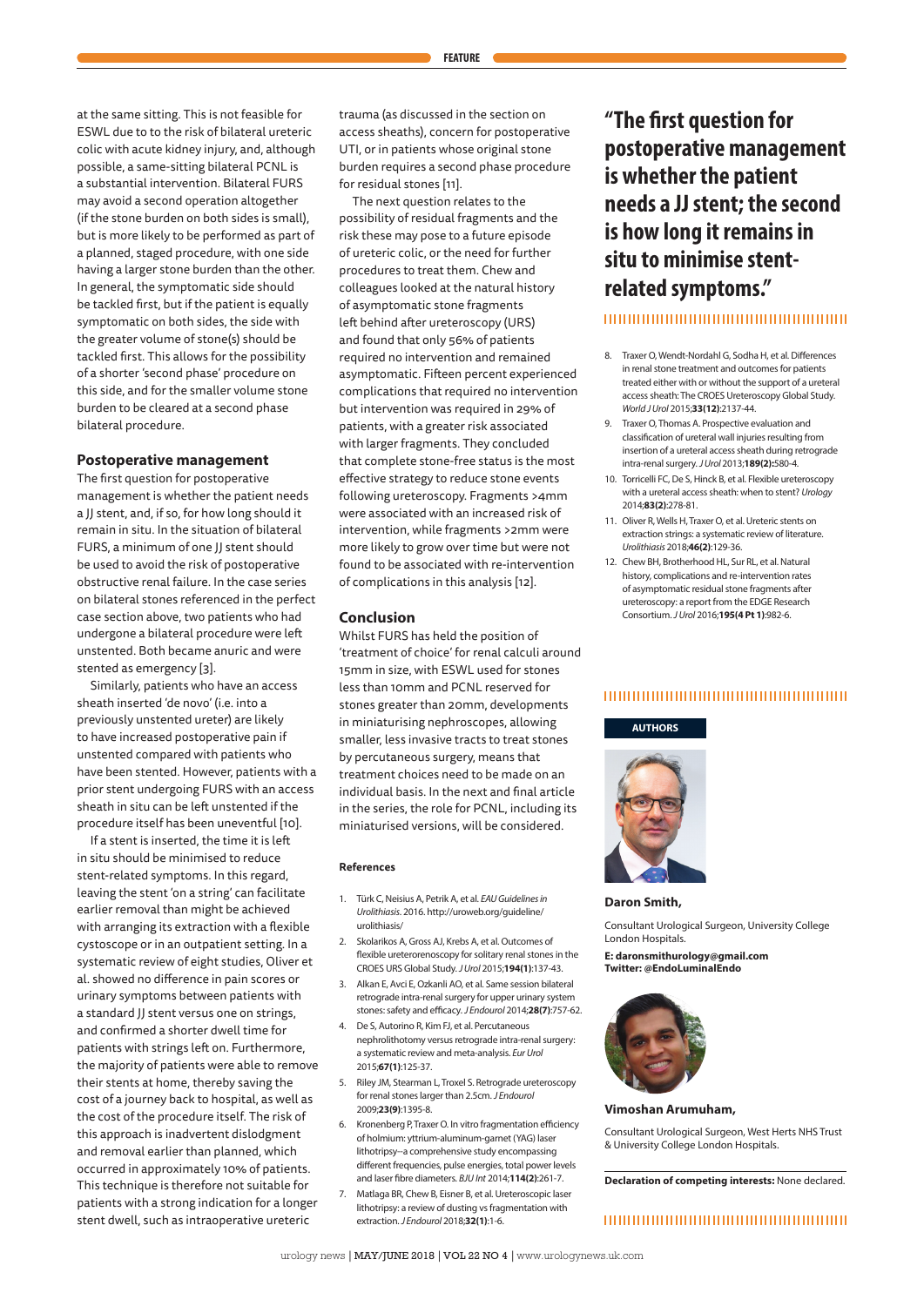at the same sitting. This is not feasible for ESWL due to to the risk of bilateral ureteric colic with acute kidney injury, and, although possible, a same-sitting bilateral PCNL is a substantial intervention. Bilateral FURS may avoid a second operation altogether (if the stone burden on both sides is small), but is more likely to be performed as part of a planned, staged procedure, with one side having a larger stone burden than the other. In general, the symptomatic side should be tackled first, but if the patient is equally symptomatic on both sides, the side with the greater volume of stone(s) should be tackled first. This allows for the possibility of a shorter 'second phase' procedure on this side, and for the smaller volume stone burden to be cleared at a second phase bilateral procedure.

### Postoperative management

The first question for postoperative management is whether the patient needs a JJ stent, and, if so, for how long should it remain in situ. In the situation of bilateral FURS, a minimum of one JJ stent should be used to avoid the risk of postoperative obstructive renal failure. In the case series on bilateral stones referenced in the perfect case section above, two patients who had undergone a bilateral procedure were left unstented. Both became anuric and were stented as emergency [3].

Similarly, patients who have an access sheath inserted 'de novo' (i.e. into a previously unstented ureter) are likely to have increased postoperative pain if unstented compared with patients who have been stented. However, patients with a prior stent undergoing FURS with an access sheath in situ can be left unstented if the procedure itself has been uneventful [10].

If a stent is inserted, the time it is left in situ should be minimised to reduce stent-related symptoms. In this regard, leaving the stent 'on a string' can facilitate earlier removal than might be achieved with arranging its extraction with a flexible cystoscope or in an outpatient setting. In a systematic review of eight studies, Oliver et al. showed no difference in pain scores or urinary symptoms between patients with a standard JJ stent versus one on strings, and confirmed a shorter dwell time for patients with strings left on. Furthermore, the majority of patients were able to remove their stents at home, thereby saving the cost of a journey back to hospital, as well as the cost of the procedure itself. The risk of this approach is inadvertent dislodgment and removal earlier than planned, which occurred in approximately 10% of patients. This technique is therefore not suitable for patients with a strong indication for a longer stent dwell, such as intraoperative ureteric trauma (as discussed in the section on access sheaths), concern for postoperative UTI, or in patients whose original stone burden requires a second phase procedure for residual stones [11].

The next question relates to the possibility of residual fragments and the risk these may pose to a future episode of ureteric colic, or the need for further procedures to treat them. Chew and colleagues looked at the natural history of asymptomatic stone fragments left behind after ureteroscopy (URS) and found that only 56% of patients required no intervention and remained asymptomatic. Fifteen percent experienced complications that required no intervention but intervention was required in 29% of patients, with a greater risk associated with larger fragments. They concluded that complete stone-free status is the most effective strategy to reduce stone events following ureteroscopy. Fragments >4mm were associated with an increased risk of intervention, while fragments >2mm were more likely to grow over time but were not found to be associated with re-intervention of complications in this analysis [12].

### Conclusion

Whilst FURS has held the position of 'treatment of choice' for renal calculi around 15mm in size, with ESWL used for stones less than 10mm and PCNL reserved for stones greater than 20mm, developments in miniaturising nephroscopes, allowing smaller, less invasive tracts to treat stones by percutaneous surgery, means that treatment choices need to be made on an individual basis. In the next and final article in the series, the role for PCNL, including its miniaturised versions, will be considered.

**"The first question for postoperative management is whether the patient needs a JJ stent; the second is how long it remains in situ to minimise stent-related symptoms."**

#### References

1. Türk C, Neisius A, Petrik A, et al. *EAU Guidelines in Urolithiasis*. 2016. http://uroweb.org/guideline/urolithiasis/
2. Skolarikos A, Gross AJ, Krebs A, et al. Outcomes of flexible ureterorenoscopy for solitary renal stones in the CROES URS Global Study. *J Urol* 2015;**194(1)**:137-43.
3. Alkan E, Avci E, Ozkanli AO, et al. Same session bilateral retrograde intra-renal surgery for upper urinary system stones: safety and efficacy. *J Endourol* 2014;**28(7)**:757-62.
4. De S, Autorino R, Kim FJ, et al. Percutaneous nephrolithotomy versus retrograde intra-renal surgery: a systematic review and meta-analysis. *Eur Urol* 2015;**67(1)**:125-37.
5. Riley JM, Stearman L, Troxel S. Retrograde ureteroscopy for renal stones larger than 2.5cm. *J Endourol* 2009;**23(9)**:1395-8.
6. Kronenberg P, Traxer O. In vitro fragmentation efficiency of holmium: yttrium-aluminum-garnet (YAG) laser lithotripsy--a comprehensive study encompassing different frequencies, pulse energies, total power levels and laser fibre diameters. *BJU Int* 2014;**114(2)**:261-7.
7. Matlaga BR, Chew B, Eisner B, et al. Ureteroscopic laser lithotripsy: a review of dusting vs fragmentation with extraction. *J Endourol* 2018;**32(1)**:1-6.
8. Traxer O, Wendt-Nordahl G, Sodha H, et al. Differences in renal stone treatment and outcomes for patients treated either with or without the support of a ureteral access sheath: The CROES Ureteroscopy Global Study. *World J Urol* 2015;**33(12)**:2137-44.
9. Traxer O, Thomas A. Prospective evaluation and classification of ureteral wall injuries resulting from insertion of a ureteral access sheath during retrograde intra-renal surgery. *J Urol* 2013;**189(2)**:580-4.
10. Torricelli FC, De S, Hinck B, et al. Flexible ureteroscopy with a ureteral access sheath: when to stent? *Urology* 2014;**83(2)**:278-81.
11. Oliver R, Wells H, Traxer O, et al. Ureteric stents on extraction strings: a systematic review of literature. *Urolithiasis* 2018;**46(2)**:129-36.
12. Chew BH, Brotherhood HL, Sur RL, et al. Natural history, complications and re-intervention rates of asymptomatic residual stone fragments after ureteroscopy: a report from the EDGE Research Consortium. *J Urol* 2016;**195(4 Pt 1)**:982-6.

#### AUTHORS

**Daron Smith,**

Consultant Urological Surgeon, University College London Hospitals.

**E: daronsmithurology@gmail.com**
**Twitter: @EndoLuminalEndo**

**Vimoshan Arumuham,**

Consultant Urological Surgeon, West Herts NHS Trust & University College London Hospitals.

**Declaration of competing interests:** None declared.